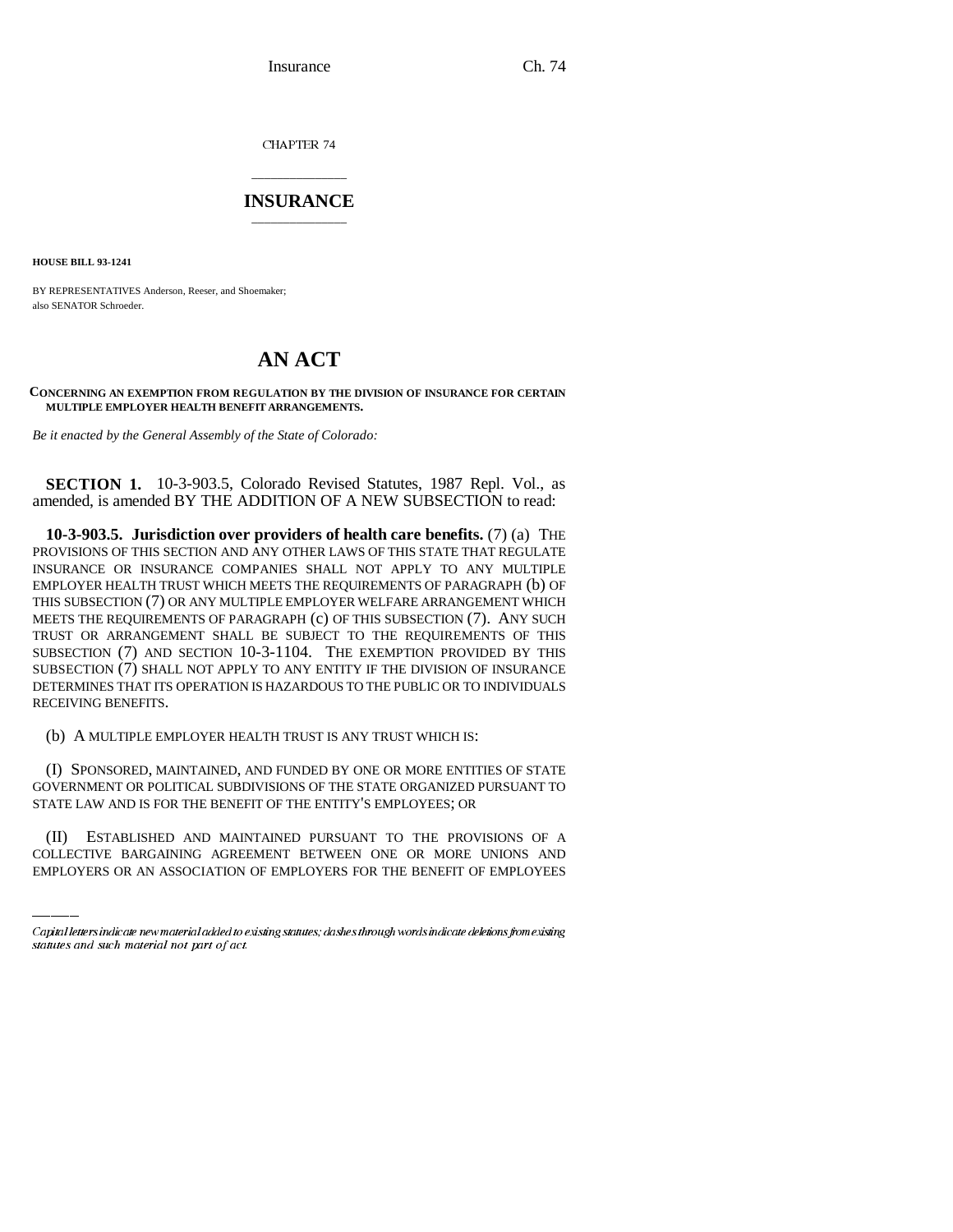CHAPTER 74

# INSURANCE

**HOUSE BILL 93-1241**

BY REPRESENTATIVES Anderson, Reeser, and Shoemaker;
also SENATOR Schroeder.

# AN ACT

**CONCERNING AN EXEMPTION FROM REGULATION BY THE DIVISION OF INSURANCE FOR CERTAIN MULTIPLE EMPLOYER HEALTH BENEFIT ARRANGEMENTS.**

*Be it enacted by the General Assembly of the State of Colorado:*

**SECTION 1.** 10-3-903.5, Colorado Revised Statutes, 1987 Repl. Vol., as amended, is amended BY THE ADDITION OF A NEW SUBSECTION to read:

**10-3-903.5. Jurisdiction over providers of health care benefits.** (7) (a) THE PROVISIONS OF THIS SECTION AND ANY OTHER LAWS OF THIS STATE THAT REGULATE INSURANCE OR INSURANCE COMPANIES SHALL NOT APPLY TO ANY MULTIPLE EMPLOYER HEALTH TRUST WHICH MEETS THE REQUIREMENTS OF PARAGRAPH (b) OF THIS SUBSECTION (7) OR ANY MULTIPLE EMPLOYER WELFARE ARRANGEMENT WHICH MEETS THE REQUIREMENTS OF PARAGRAPH (c) OF THIS SUBSECTION (7). ANY SUCH TRUST OR ARRANGEMENT SHALL BE SUBJECT TO THE REQUIREMENTS OF THIS SUBSECTION (7) AND SECTION 10-3-1104. THE EXEMPTION PROVIDED BY THIS SUBSECTION (7) SHALL NOT APPLY TO ANY ENTITY IF THE DIVISION OF INSURANCE DETERMINES THAT ITS OPERATION IS HAZARDOUS TO THE PUBLIC OR TO INDIVIDUALS RECEIVING BENEFITS.

(b) A MULTIPLE EMPLOYER HEALTH TRUST IS ANY TRUST WHICH IS:

(I) SPONSORED, MAINTAINED, AND FUNDED BY ONE OR MORE ENTITIES OF STATE GOVERNMENT OR POLITICAL SUBDIVISIONS OF THE STATE ORGANIZED PURSUANT TO STATE LAW AND IS FOR THE BENEFIT OF THE ENTITY'S EMPLOYEES; OR

(II) ESTABLISHED AND MAINTAINED PURSUANT TO THE PROVISIONS OF A COLLECTIVE BARGAINING AGREEMENT BETWEEN ONE OR MORE UNIONS AND EMPLOYERS OR AN ASSOCIATION OF EMPLOYERS FOR THE BENEFIT OF EMPLOYEES

Capital letters indicate new material added to existing statutes; dashes through words indicate deletions from existing statutes and such material not part of act.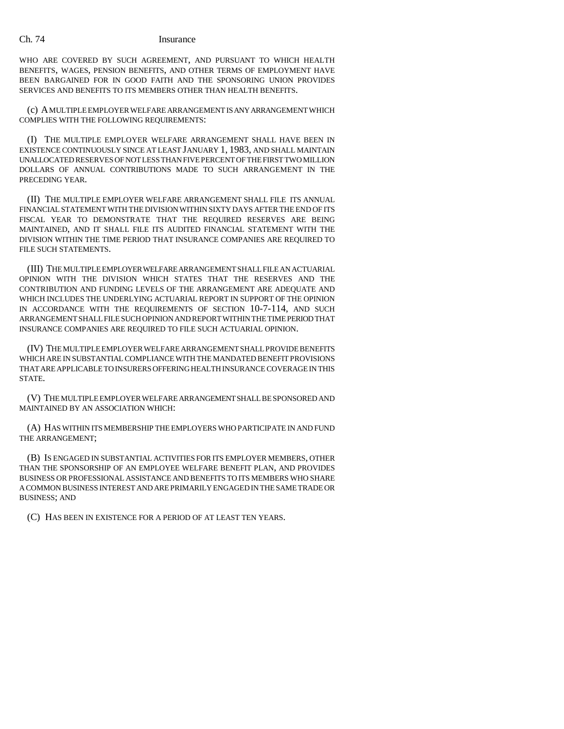WHO ARE COVERED BY SUCH AGREEMENT, AND PURSUANT TO WHICH HEALTH BENEFITS, WAGES, PENSION BENEFITS, AND OTHER TERMS OF EMPLOYMENT HAVE BEEN BARGAINED FOR IN GOOD FAITH AND THE SPONSORING UNION PROVIDES SERVICES AND BENEFITS TO ITS MEMBERS OTHER THAN HEALTH BENEFITS.

(c) A MULTIPLE EMPLOYER WELFARE ARRANGEMENT IS ANY ARRANGEMENT WHICH COMPLIES WITH THE FOLLOWING REQUIREMENTS:

(I) THE MULTIPLE EMPLOYER WELFARE ARRANGEMENT SHALL HAVE BEEN IN EXISTENCE CONTINUOUSLY SINCE AT LEAST JANUARY 1, 1983, AND SHALL MAINTAIN UNALLOCATED RESERVES OF NOT LESS THAN FIVE PERCENT OF THE FIRST TWO MILLION DOLLARS OF ANNUAL CONTRIBUTIONS MADE TO SUCH ARRANGEMENT IN THE PRECEDING YEAR.

(II) THE MULTIPLE EMPLOYER WELFARE ARRANGEMENT SHALL FILE ITS ANNUAL FINANCIAL STATEMENT WITH THE DIVISION WITHIN SIXTY DAYS AFTER THE END OF ITS FISCAL YEAR TO DEMONSTRATE THAT THE REQUIRED RESERVES ARE BEING MAINTAINED, AND IT SHALL FILE ITS AUDITED FINANCIAL STATEMENT WITH THE DIVISION WITHIN THE TIME PERIOD THAT INSURANCE COMPANIES ARE REQUIRED TO FILE SUCH STATEMENTS.

(III) THE MULTIPLE EMPLOYER WELFARE ARRANGEMENT SHALL FILE AN ACTUARIAL OPINION WITH THE DIVISION WHICH STATES THAT THE RESERVES AND THE CONTRIBUTION AND FUNDING LEVELS OF THE ARRANGEMENT ARE ADEQUATE AND WHICH INCLUDES THE UNDERLYING ACTUARIAL REPORT IN SUPPORT OF THE OPINION IN ACCORDANCE WITH THE REQUIREMENTS OF SECTION 10-7-114, AND SUCH ARRANGEMENT SHALL FILE SUCH OPINION AND REPORT WITHIN THE TIME PERIOD THAT INSURANCE COMPANIES ARE REQUIRED TO FILE SUCH ACTUARIAL OPINION.

(IV) THE MULTIPLE EMPLOYER WELFARE ARRANGEMENT SHALL PROVIDE BENEFITS WHICH ARE IN SUBSTANTIAL COMPLIANCE WITH THE MANDATED BENEFIT PROVISIONS THAT ARE APPLICABLE TO INSURERS OFFERING HEALTH INSURANCE COVERAGE IN THIS STATE.

(V) THE MULTIPLE EMPLOYER WELFARE ARRANGEMENT SHALL BE SPONSORED AND MAINTAINED BY AN ASSOCIATION WHICH:

(A) HAS WITHIN ITS MEMBERSHIP THE EMPLOYERS WHO PARTICIPATE IN AND FUND THE ARRANGEMENT;

(B) IS ENGAGED IN SUBSTANTIAL ACTIVITIES FOR ITS EMPLOYER MEMBERS, OTHER THAN THE SPONSORSHIP OF AN EMPLOYEE WELFARE BENEFIT PLAN, AND PROVIDES BUSINESS OR PROFESSIONAL ASSISTANCE AND BENEFITS TO ITS MEMBERS WHO SHARE A COMMON BUSINESS INTEREST AND ARE PRIMARILY ENGAGED IN THE SAME TRADE OR BUSINESS; AND

(C) HAS BEEN IN EXISTENCE FOR A PERIOD OF AT LEAST TEN YEARS.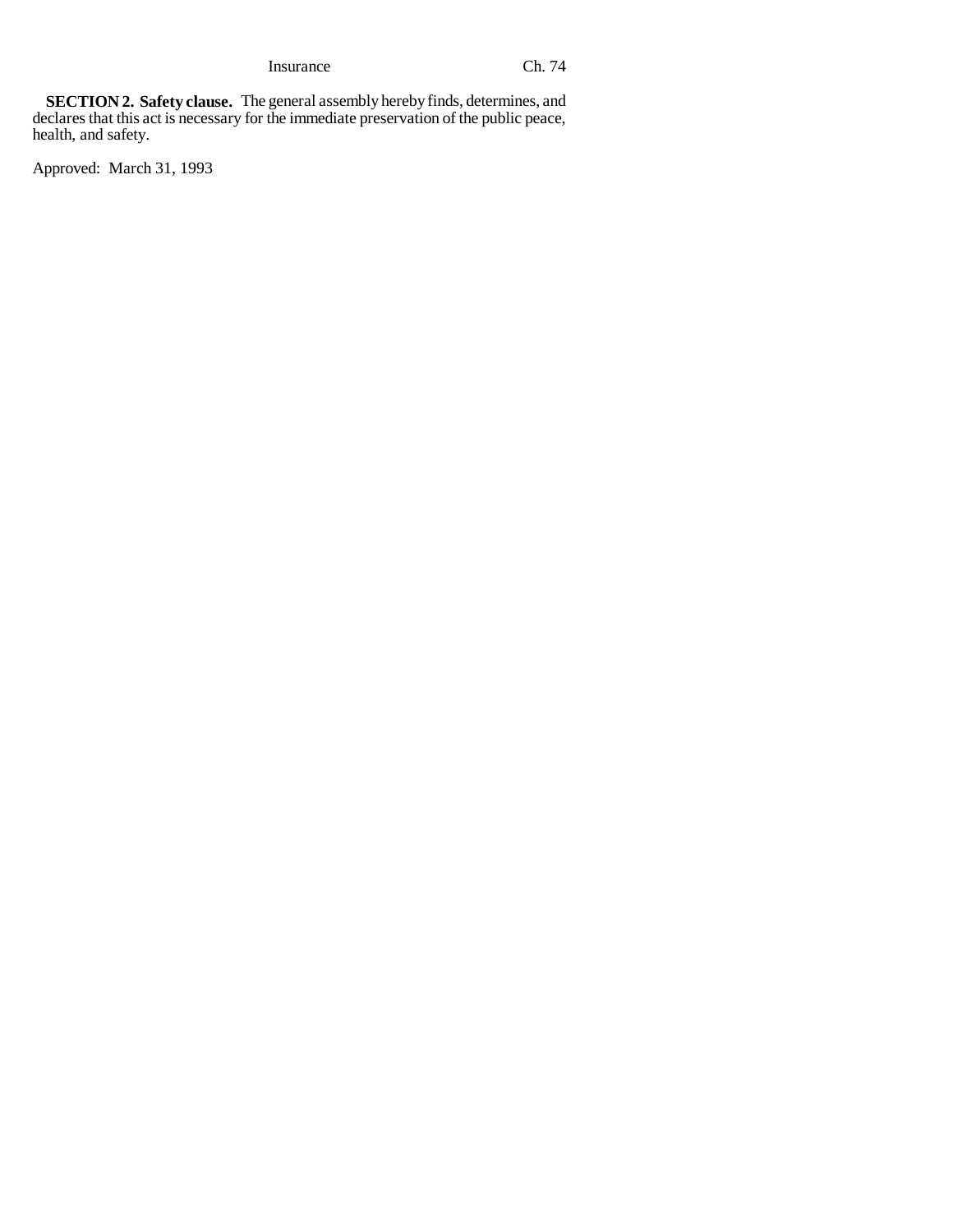**SECTION 2. Safety clause.** The general assembly hereby finds, determines, and declares that this act is necessary for the immediate preservation of the public peace, health, and safety.

Approved: March 31, 1993